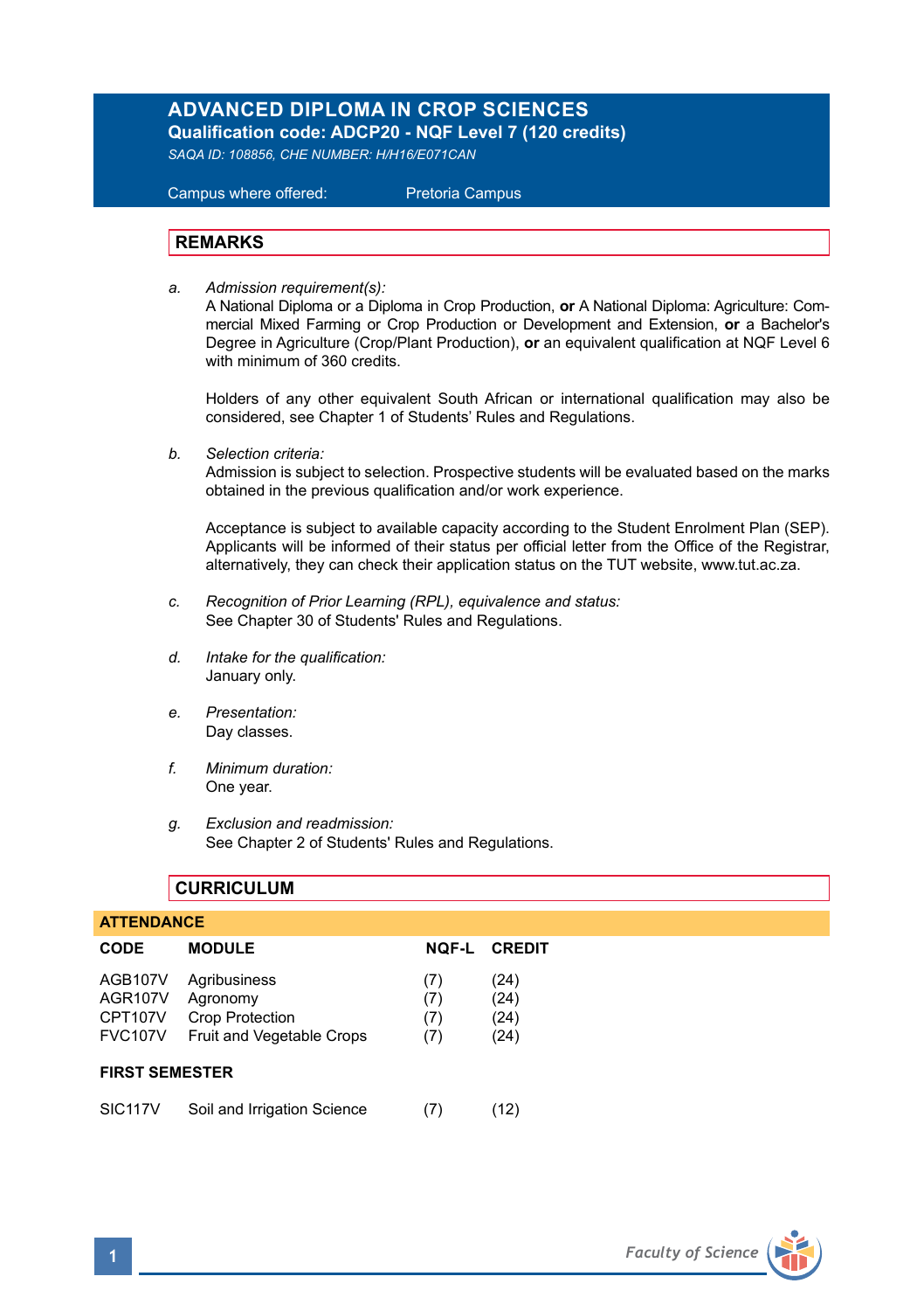# ADVANCED DIPLOMA IN CROP SCIENCES

**Qualification code: ADCP20 - NQF Level 7 (120 credits)**

*SAQA ID: 108856, CHE NUMBER: H/H16/E071CAN*

Campus where offered: Pretoria Campus

## REMARKS

a. *Admission requirement(s):*
A National Diploma or a Diploma in Crop Production, **or** A National Diploma: Agriculture: Commercial Mixed Farming or Crop Production or Development and Extension, **or** a Bachelor's Degree in Agriculture (Crop/Plant Production), **or** an equivalent qualification at NQF Level 6 with minimum of 360 credits.

Holders of any other equivalent South African or international qualification may also be considered, see Chapter 1 of Students' Rules and Regulations.

b. *Selection criteria:*
Admission is subject to selection. Prospective students will be evaluated based on the marks obtained in the previous qualification and/or work experience.

Acceptance is subject to available capacity according to the Student Enrolment Plan (SEP). Applicants will be informed of their status per official letter from the Office of the Registrar, alternatively, they can check their application status on the TUT website, www.tut.ac.za.

c. *Recognition of Prior Learning (RPL), equivalence and status:*
See Chapter 30 of Students' Rules and Regulations.

d. *Intake for the qualification:*
January only.

e. *Presentation:*
Day classes.

f. *Minimum duration:*
One year.

g. *Exclusion and readmission:*
See Chapter 2 of Students' Rules and Regulations.

## CURRICULUM

**ATTENDANCE**

| CODE | MODULE | NQF-L | CREDIT |
|---|---|---|---|
| AGB107V | Agribusiness | (7) | (24) |
| AGR107V | Agronomy | (7) | (24) |
| CPT107V | Crop Protection | (7) | (24) |
| FVC107V | Fruit and Vegetable Crops | (7) | (24) |

**FIRST SEMESTER**

| CODE | MODULE | NQF-L | CREDIT |
|---|---|---|---|
| SIC117V | Soil and Irrigation Science | (7) | (12) |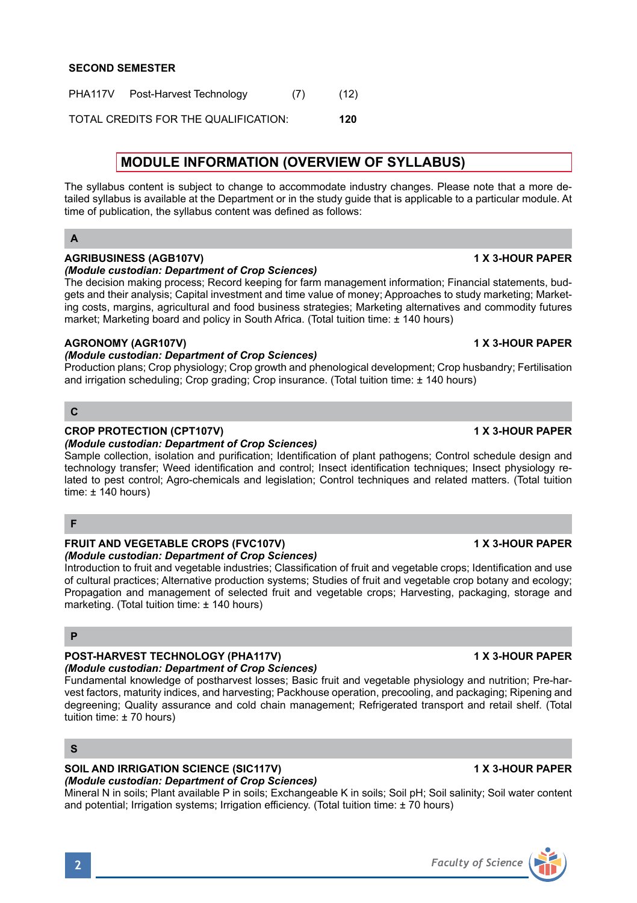**SECOND SEMESTER**

| | | | |
|---|---|---|---|
| PHA117V | Post-Harvest Technology | (7) | (12) |

TOTAL CREDITS FOR THE QUALIFICATION: **120**

## MODULE INFORMATION (OVERVIEW OF SYLLABUS)

The syllabus content is subject to change to accommodate industry changes. Please note that a more detailed syllabus is available at the Department or in the study guide that is applicable to a particular module. At time of publication, the syllabus content was defined as follows:

### A

**AGRIBUSINESS (AGB107V)** **1 X 3-HOUR PAPER**

***(Module custodian: Department of Crop Sciences)***

The decision making process; Record keeping for farm management information; Financial statements, budgets and their analysis; Capital investment and time value of money; Approaches to study marketing; Marketing costs, margins, agricultural and food business strategies; Marketing alternatives and commodity futures market; Marketing board and policy in South Africa. (Total tuition time: ± 140 hours)

**AGRONOMY (AGR107V)** **1 X 3-HOUR PAPER**

***(Module custodian: Department of Crop Sciences)***

Production plans; Crop physiology; Crop growth and phenological development; Crop husbandry; Fertilisation and irrigation scheduling; Crop grading; Crop insurance. (Total tuition time: ± 140 hours)

### C

**CROP PROTECTION (CPT107V)** **1 X 3-HOUR PAPER**

***(Module custodian: Department of Crop Sciences)***

Sample collection, isolation and purification; Identification of plant pathogens; Control schedule design and technology transfer; Weed identification and control; Insect identification techniques; Insect physiology related to pest control; Agro-chemicals and legislation; Control techniques and related matters. (Total tuition time: ± 140 hours)

### F

**FRUIT AND VEGETABLE CROPS (FVC107V)** **1 X 3-HOUR PAPER**

***(Module custodian: Department of Crop Sciences)***

Introduction to fruit and vegetable industries; Classification of fruit and vegetable crops; Identification and use of cultural practices; Alternative production systems; Studies of fruit and vegetable crop botany and ecology; Propagation and management of selected fruit and vegetable crops; Harvesting, packaging, storage and marketing. (Total tuition time: ± 140 hours)

### P

**POST-HARVEST TECHNOLOGY (PHA117V)** **1 X 3-HOUR PAPER**

***(Module custodian: Department of Crop Sciences)***

Fundamental knowledge of postharvest losses; Basic fruit and vegetable physiology and nutrition; Pre-harvest factors, maturity indices, and harvesting; Packhouse operation, precooling, and packaging; Ripening and degreening; Quality assurance and cold chain management; Refrigerated transport and retail shelf. (Total tuition time: ± 70 hours)

### S

**SOIL AND IRRIGATION SCIENCE (SIC117V)** **1 X 3-HOUR PAPER**

***(Module custodian: Department of Crop Sciences)***

Mineral N in soils; Plant available P in soils; Exchangeable K in soils; Soil pH; Soil salinity; Soil water content and potential; Irrigation systems; Irrigation efficiency. (Total tuition time: ± 70 hours)